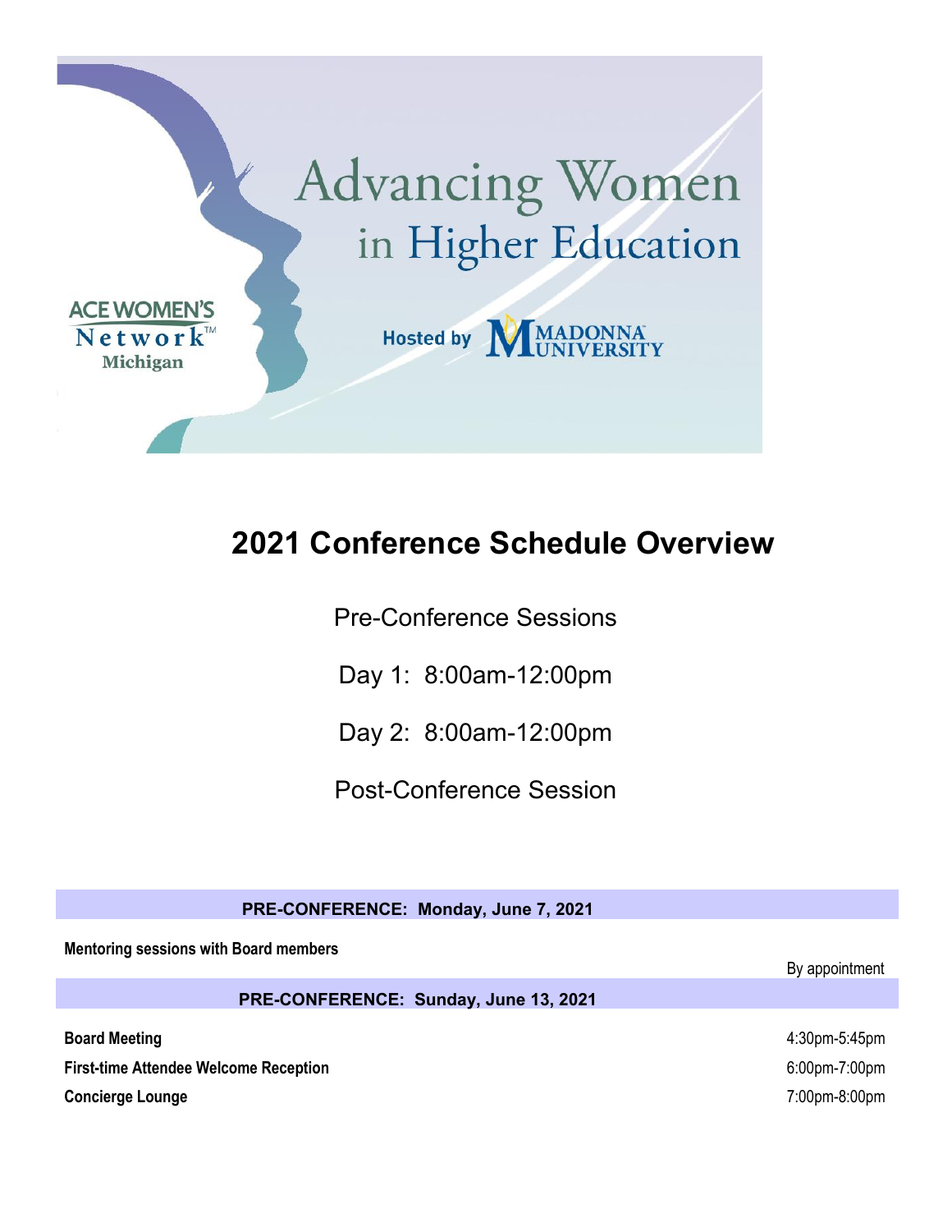Advancing Women in Higher Education

ACE WOMEN'S Network™ Michigan

Hosted by MADONNA UNIVERSITY

# 2021 Conference Schedule Overview

Pre-Conference Sessions

Day 1: 8:00am-12:00pm

Day 2: 8:00am-12:00pm

Post-Conference Session

| PRE-CONFERENCE: Monday, June 7, 2021 | |
|---|---|
| **Mentoring sessions with Board members** | By appointment |

| PRE-CONFERENCE: Sunday, June 13, 2021 | |
|---|---|
| **Board Meeting** | 4:30pm-5:45pm |
| **First-time Attendee Welcome Reception** | 6:00pm-7:00pm |
| **Concierge Lounge** | 7:00pm-8:00pm |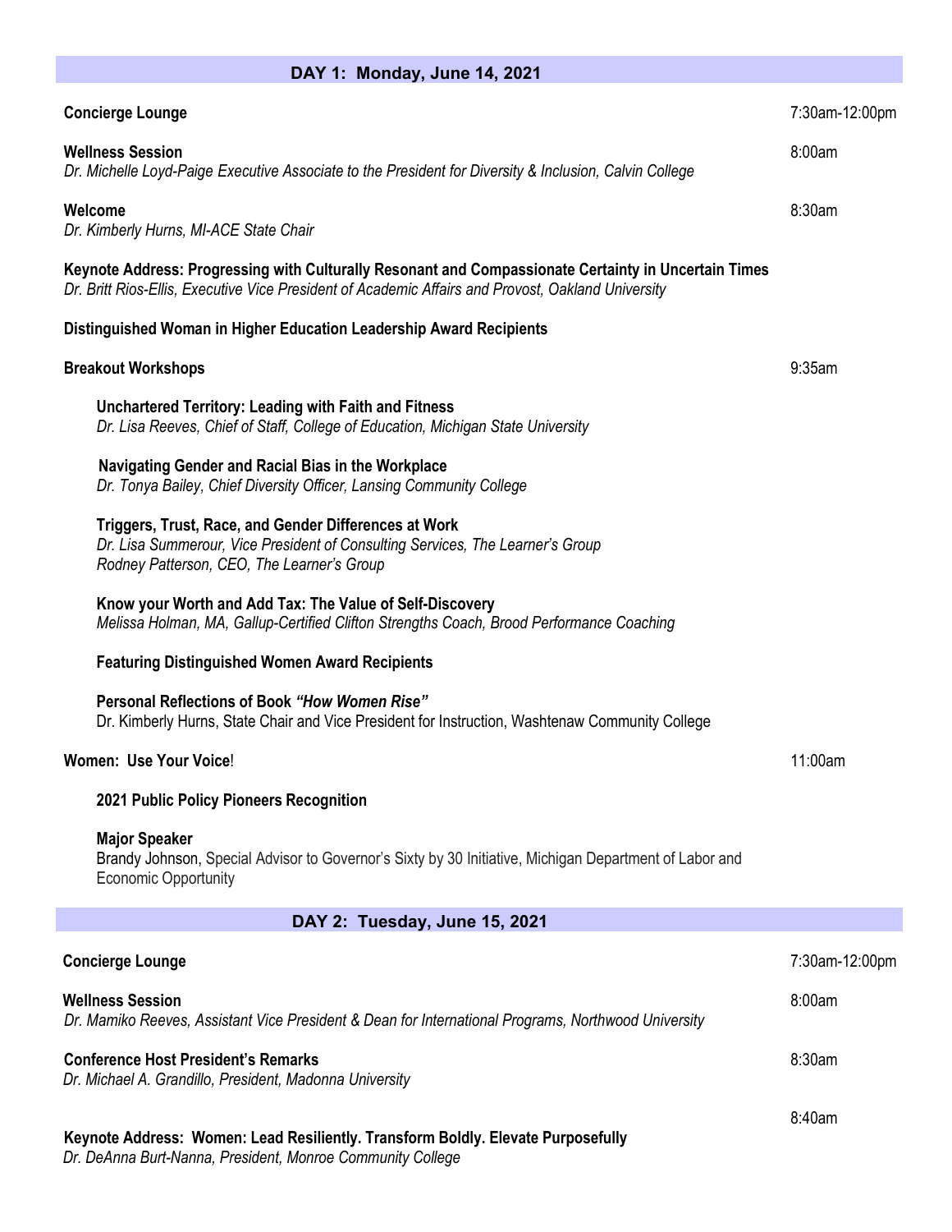## DAY 1: Monday, June 14, 2021

**Concierge Lounge** 7:30am-12:00pm

**Wellness Session** 8:00am
*Dr. Michelle Loyd-Paige Executive Associate to the President for Diversity & Inclusion, Calvin College*

**Welcome** 8:30am
*Dr. Kimberly Hurns, MI-ACE State Chair*

**Keynote Address: Progressing with Culturally Resonant and Compassionate Certainty in Uncertain Times**
*Dr. Britt Rios-Ellis, Executive Vice President of Academic Affairs and Provost, Oakland University*

**Distinguished Woman in Higher Education Leadership Award Recipients**

**Breakout Workshops** 9:35am

- **Unchartered Territory: Leading with Faith and Fitness**
  *Dr. Lisa Reeves, Chief of Staff, College of Education, Michigan State University*

- **Navigating Gender and Racial Bias in the Workplace**
  *Dr. Tonya Bailey, Chief Diversity Officer, Lansing Community College*

- **Triggers, Trust, Race, and Gender Differences at Work**
  *Dr. Lisa Summerour, Vice President of Consulting Services, The Learner's Group*
  *Rodney Patterson, CEO, The Learner's Group*

- **Know your Worth and Add Tax: The Value of Self-Discovery**
  *Melissa Holman, MA, Gallup-Certified Clifton Strengths Coach, Brood Performance Coaching*

- **Featuring Distinguished Women Award Recipients**

- **Personal Reflections of Book *"How Women Rise"***
  Dr. Kimberly Hurns, State Chair and Vice President for Instruction, Washtenaw Community College

**Women: Use Your Voice**! 11:00am

- **2021 Public Policy Pioneers Recognition**

- **Major Speaker**
  Brandy Johnson, Special Advisor to Governor's Sixty by 30 Initiative, Michigan Department of Labor and Economic Opportunity

## DAY 2: Tuesday, June 15, 2021

**Concierge Lounge** 7:30am-12:00pm

**Wellness Session** 8:00am
*Dr. Mamiko Reeves, Assistant Vice President & Dean for International Programs, Northwood University*

**Conference Host President's Remarks** 8:30am
*Dr. Michael A. Grandillo, President, Madonna University*

8:40am

**Keynote Address: Women: Lead Resiliently. Transform Boldly. Elevate Purposefully**
*Dr. DeAnna Burt-Nanna, President, Monroe Community College*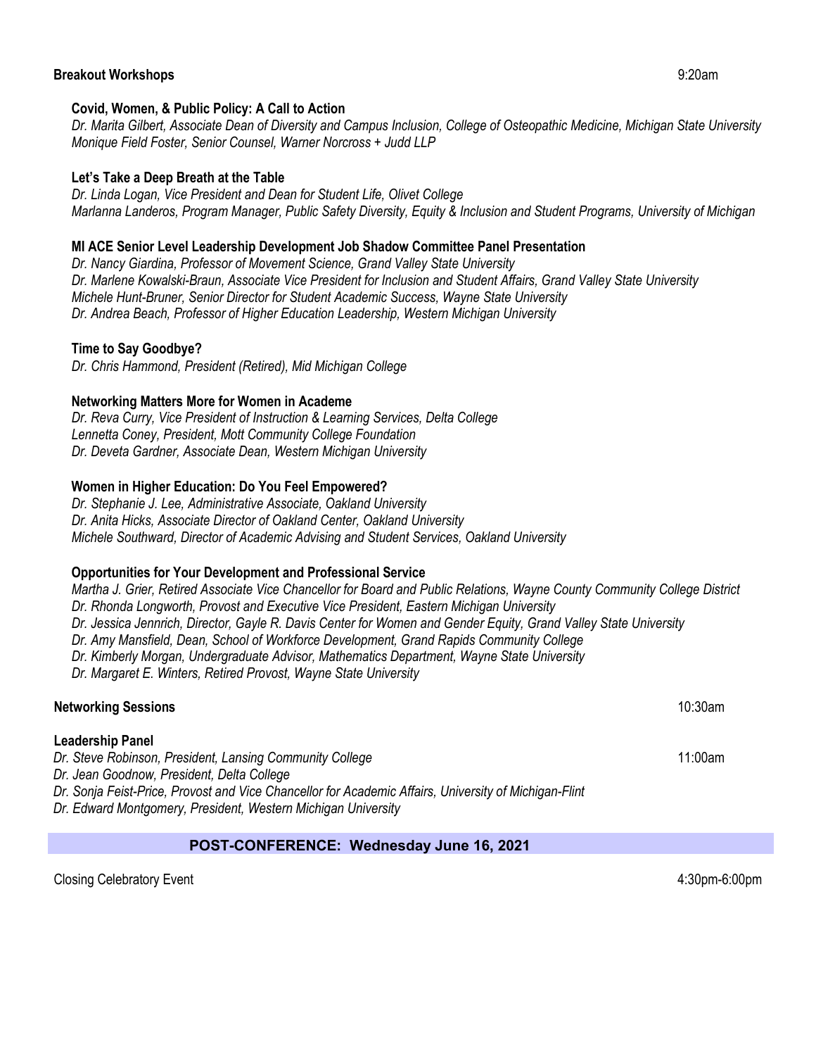**Breakout Workshops** 9:20am

**Covid, Women, & Public Policy: A Call to Action**
*Dr. Marita Gilbert, Associate Dean of Diversity and Campus Inclusion, College of Osteopathic Medicine, Michigan State University*
*Monique Field Foster, Senior Counsel, Warner Norcross + Judd LLP*

**Let's Take a Deep Breath at the Table**
*Dr. Linda Logan, Vice President and Dean for Student Life, Olivet College*
*Marlanna Landeros, Program Manager, Public Safety Diversity, Equity & Inclusion and Student Programs, University of Michigan*

**MI ACE Senior Level Leadership Development Job Shadow Committee Panel Presentation**
*Dr. Nancy Giardina, Professor of Movement Science, Grand Valley State University*
*Dr. Marlene Kowalski-Braun, Associate Vice President for Inclusion and Student Affairs, Grand Valley State University*
*Michele Hunt-Bruner, Senior Director for Student Academic Success, Wayne State University*
*Dr. Andrea Beach, Professor of Higher Education Leadership, Western Michigan University*

**Time to Say Goodbye?**
*Dr. Chris Hammond, President (Retired), Mid Michigan College*

**Networking Matters More for Women in Academe**
*Dr. Reva Curry, Vice President of Instruction & Learning Services, Delta College*
*Lennetta Coney, President, Mott Community College Foundation*
*Dr. Deveta Gardner, Associate Dean, Western Michigan University*

**Women in Higher Education: Do You Feel Empowered?**
*Dr. Stephanie J. Lee, Administrative Associate, Oakland University*
*Dr. Anita Hicks, Associate Director of Oakland Center, Oakland University*
*Michele Southward, Director of Academic Advising and Student Services, Oakland University*

**Opportunities for Your Development and Professional Service**
*Martha J. Grier, Retired Associate Vice Chancellor for Board and Public Relations, Wayne County Community College District*
*Dr. Rhonda Longworth, Provost and Executive Vice President, Eastern Michigan University*
*Dr. Jessica Jennrich, Director, Gayle R. Davis Center for Women and Gender Equity, Grand Valley State University*
*Dr. Amy Mansfield, Dean, School of Workforce Development, Grand Rapids Community College*
*Dr. Kimberly Morgan, Undergraduate Advisor, Mathematics Department, Wayne State University*
*Dr. Margaret E. Winters, Retired Provost, Wayne State University*

**Networking Sessions** 10:30am

**Leadership Panel** 11:00am
*Dr. Steve Robinson, President, Lansing Community College*
*Dr. Jean Goodnow, President, Delta College*
*Dr. Sonja Feist-Price, Provost and Vice Chancellor for Academic Affairs, University of Michigan-Flint*
*Dr. Edward Montgomery, President, Western Michigan University*

## POST-CONFERENCE: Wednesday June 16, 2021

Closing Celebratory Event 4:30pm-6:00pm